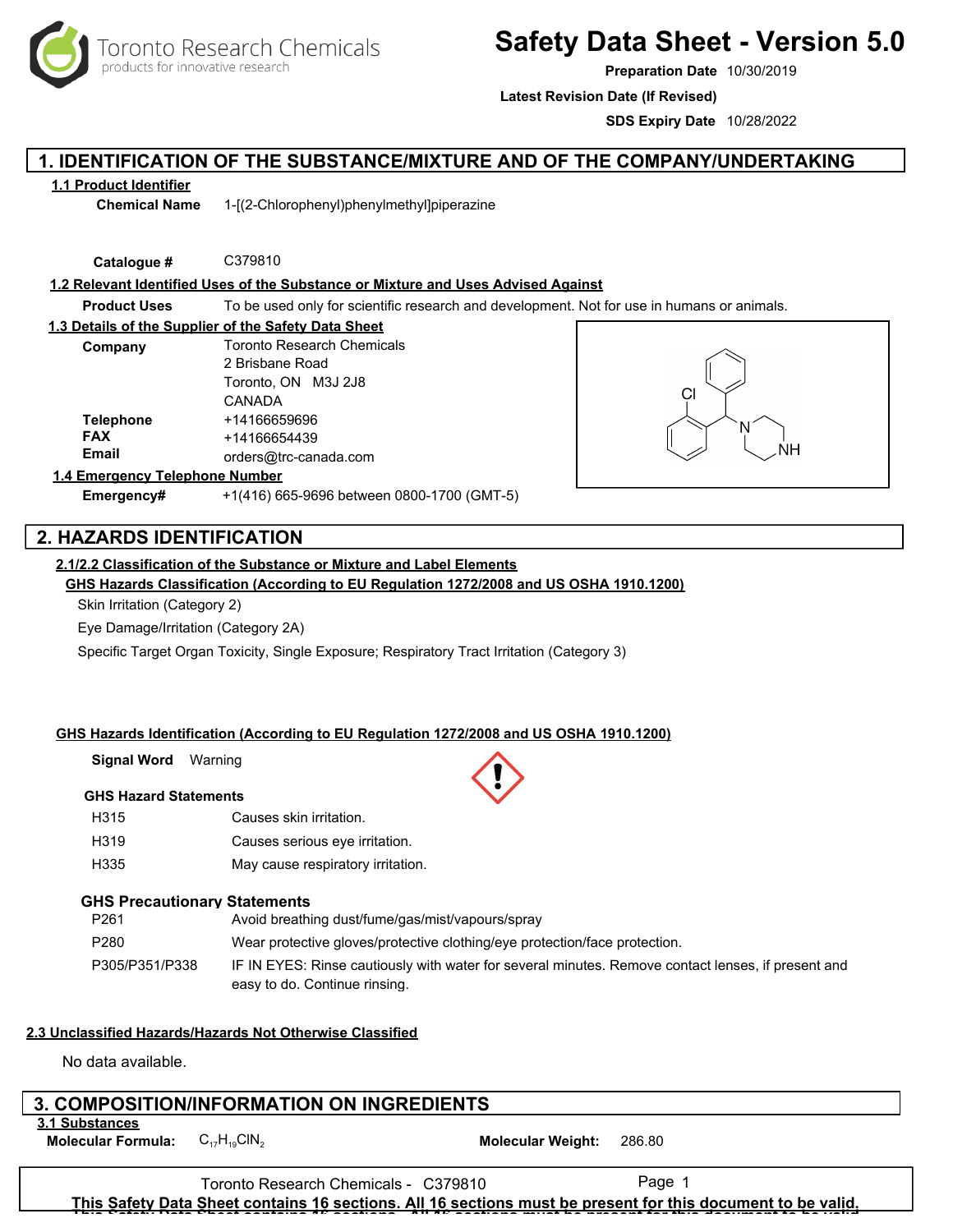# Safety Data Sheet - Version 5.0

**Preparation Date** 10/30/2019

**Latest Revision Date (If Revised)**

**SDS Expiry Date** 10/28/2022

## 1. IDENTIFICATION OF THE SUBSTANCE/MIXTURE AND OF THE COMPANY/UNDERTAKING

### 1.1 Product Identifier

**Chemical Name** 1-[(2-Chlorophenyl)phenylmethyl]piperazine

**Catalogue #** C379810

### 1.2 Relevant Identified Uses of the Substance or Mixture and Uses Advised Against

**Product Uses** To be used only for scientific research and development. Not for use in humans or animals.

### 1.3 Details of the Supplier of the Safety Data Sheet

**Company** Toronto Research Chemicals
2 Brisbane Road
Toronto, ON M3J 2J8
CANADA

**Telephone** +14166659696
**FAX** +14166654439
**Email** orders@trc-canada.com

### 1.4 Emergency Telephone Number

**Emergency#** +1(416) 665-9696 between 0800-1700 (GMT-5)

## 2. HAZARDS IDENTIFICATION

### 2.1/2.2 Classification of the Substance or Mixture and Label Elements

**GHS Hazards Classification (According to EU Regulation 1272/2008 and US OSHA 1910.1200)**

Skin Irritation (Category 2)

Eye Damage/Irritation (Category 2A)

Specific Target Organ Toxicity, Single Exposure; Respiratory Tract Irritation (Category 3)

**GHS Hazards Identification (According to EU Regulation 1272/2008 and US OSHA 1910.1200)**

**Signal Word** Warning

**GHS Hazard Statements**

| | |
|---|---|
| H315 | Causes skin irritation. |
| H319 | Causes serious eye irritation. |
| H335 | May cause respiratory irritation. |

**GHS Precautionary Statements**

| | |
|---|---|
| P261 | Avoid breathing dust/fume/gas/mist/vapours/spray |
| P280 | Wear protective gloves/protective clothing/eye protection/face protection. |
| P305/P351/P338 | IF IN EYES: Rinse cautiously with water for several minutes. Remove contact lenses, if present and easy to do. Continue rinsing. |

### 2.3 Unclassified Hazards/Hazards Not Otherwise Classified

No data available.

## 3. COMPOSITION/INFORMATION ON INGREDIENTS

### 3.1 Substances

**Molecular Formula:** $C_{17}H_{19}ClN_2$ **Molecular Weight:** 286.80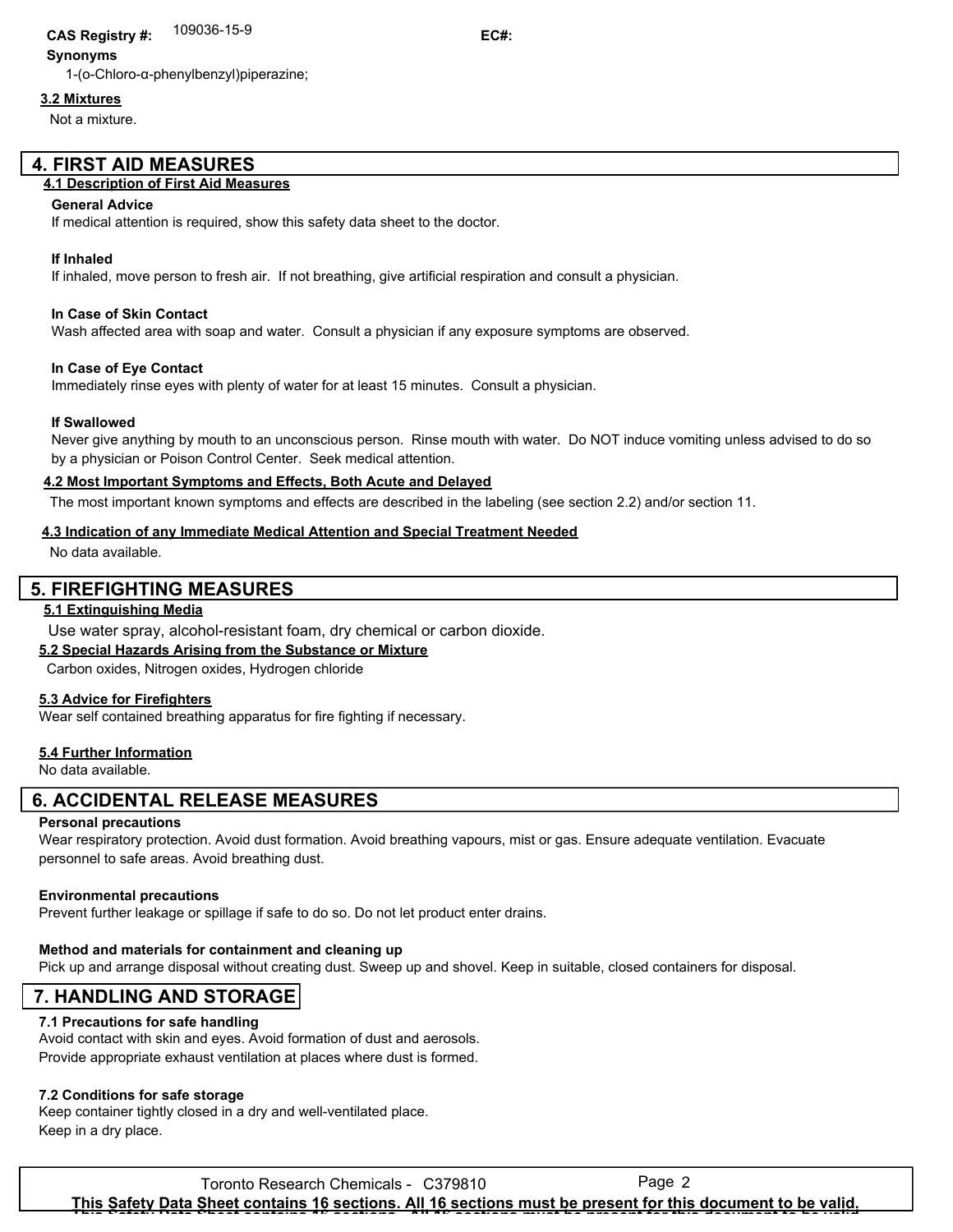**CAS Registry #:** 109036-15-9 **EC#:**

**Synonyms**

1-(o-Chloro-α-phenylbenzyl)piperazine;

**3.2 Mixtures**

Not a mixture.

## 4. FIRST AID MEASURES

### 4.1 Description of First Aid Measures

**General Advice**

If medical attention is required, show this safety data sheet to the doctor.

**If Inhaled**

If inhaled, move person to fresh air. If not breathing, give artificial respiration and consult a physician.

**In Case of Skin Contact**

Wash affected area with soap and water. Consult a physician if any exposure symptoms are observed.

**In Case of Eye Contact**

Immediately rinse eyes with plenty of water for at least 15 minutes. Consult a physician.

**If Swallowed**

Never give anything by mouth to an unconscious person. Rinse mouth with water. Do NOT induce vomiting unless advised to do so by a physician or Poison Control Center. Seek medical attention.

### 4.2 Most Important Symptoms and Effects, Both Acute and Delayed

The most important known symptoms and effects are described in the labeling (see section 2.2) and/or section 11.

### 4.3 Indication of any Immediate Medical Attention and Special Treatment Needed

No data available.

## 5. FIREFIGHTING MEASURES

### 5.1 Extinguishing Media

Use water spray, alcohol-resistant foam, dry chemical or carbon dioxide.

### 5.2 Special Hazards Arising from the Substance or Mixture

Carbon oxides, Nitrogen oxides, Hydrogen chloride

### 5.3 Advice for Firefighters

Wear self contained breathing apparatus for fire fighting if necessary.

### 5.4 Further Information

No data available.

## 6. ACCIDENTAL RELEASE MEASURES

**Personal precautions**

Wear respiratory protection. Avoid dust formation. Avoid breathing vapours, mist or gas. Ensure adequate ventilation. Evacuate personnel to safe areas. Avoid breathing dust.

**Environmental precautions**

Prevent further leakage or spillage if safe to do so. Do not let product enter drains.

**Method and materials for containment and cleaning up**

Pick up and arrange disposal without creating dust. Sweep up and shovel. Keep in suitable, closed containers for disposal.

## 7. HANDLING AND STORAGE

**7.1 Precautions for safe handling**

Avoid contact with skin and eyes. Avoid formation of dust and aerosols.
Provide appropriate exhaust ventilation at places where dust is formed.

**7.2 Conditions for safe storage**

Keep container tightly closed in a dry and well-ventilated place.
Keep in a dry place.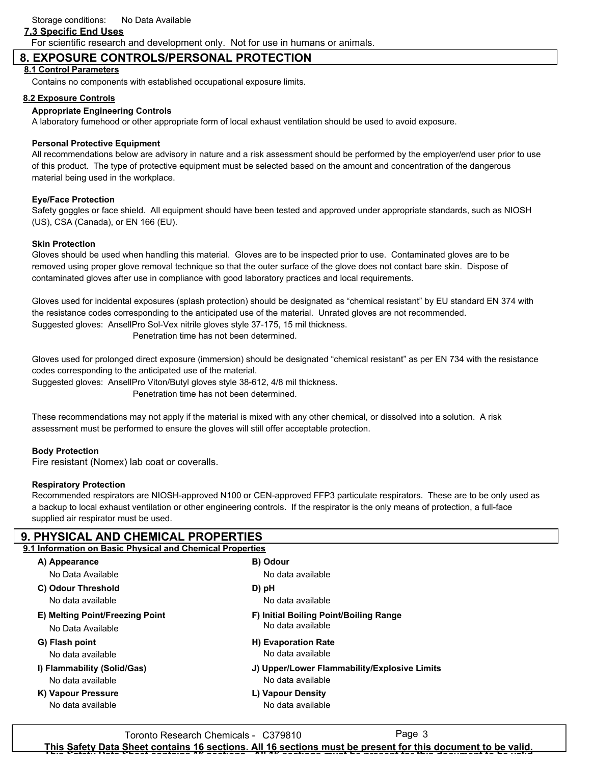Storage conditions: No Data Available

### 7.3 Specific End Uses

For scientific research and development only. Not for use in humans or animals.

## 8. EXPOSURE CONTROLS/PERSONAL PROTECTION

### 8.1 Control Parameters

Contains no components with established occupational exposure limits.

### 8.2 Exposure Controls

**Appropriate Engineering Controls**

A laboratory fumehood or other appropriate form of local exhaust ventilation should be used to avoid exposure.

**Personal Protective Equipment**

All recommendations below are advisory in nature and a risk assessment should be performed by the employer/end user prior to use of this product. The type of protective equipment must be selected based on the amount and concentration of the dangerous material being used in the workplace.

**Eye/Face Protection**

Safety goggles or face shield. All equipment should have been tested and approved under appropriate standards, such as NIOSH (US), CSA (Canada), or EN 166 (EU).

**Skin Protection**

Gloves should be used when handling this material. Gloves are to be inspected prior to use. Contaminated gloves are to be removed using proper glove removal technique so that the outer surface of the glove does not contact bare skin. Dispose of contaminated gloves after use in compliance with good laboratory practices and local requirements.

Gloves used for incidental exposures (splash protection) should be designated as "chemical resistant" by EU standard EN 374 with the resistance codes corresponding to the anticipated use of the material. Unrated gloves are not recommended.
Suggested gloves: AnsellPro Sol-Vex nitrile gloves style 37-175, 15 mil thickness.
Penetration time has not been determined.

Gloves used for prolonged direct exposure (immersion) should be designated "chemical resistant" as per EN 734 with the resistance codes corresponding to the anticipated use of the material.
Suggested gloves: AnsellPro Viton/Butyl gloves style 38-612, 4/8 mil thickness.
Penetration time has not been determined.

These recommendations may not apply if the material is mixed with any other chemical, or dissolved into a solution. A risk assessment must be performed to ensure the gloves will still offer acceptable protection.

**Body Protection**

Fire resistant (Nomex) lab coat or coveralls.

**Respiratory Protection**

Recommended respirators are NIOSH-approved N100 or CEN-approved FFP3 particulate respirators. These are to be only used as a backup to local exhaust ventilation or other engineering controls. If the respirator is the only means of protection, a full-face supplied air respirator must be used.

## 9. PHYSICAL AND CHEMICAL PROPERTIES

### 9.1 Information on Basic Physical and Chemical Properties

**A) Appearance**
No Data Available

**B) Odour**
No data available

**C) Odour Threshold**
No data available

**D) pH**
No data available

**E) Melting Point/Freezing Point**
No Data Available

**F) Initial Boiling Point/Boiling Range**
No data available

**G) Flash point**
No data available

**H) Evaporation Rate**
No data available

**I) Flammability (Solid/Gas)**
No data available

**J) Upper/Lower Flammability/Explosive Limits**
No data available

**K) Vapour Pressure**
No data available

**L) Vapour Density**
No data available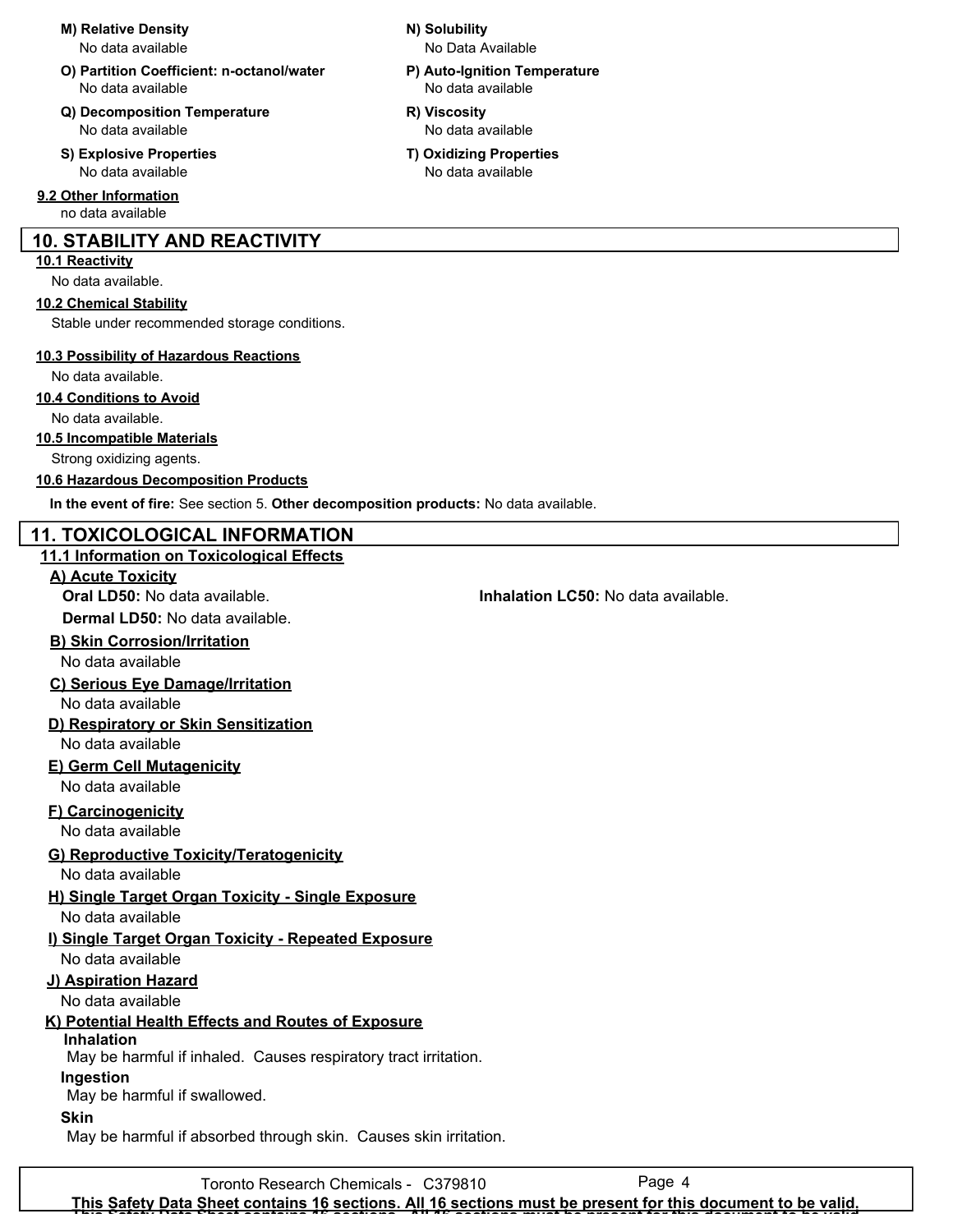**M) Relative Density**
No data available

**N) Solubility**
No Data Available

**O) Partition Coefficient: n-octanol/water**
No data available

**P) Auto-Ignition Temperature**
No data available

**Q) Decomposition Temperature**
No data available

**R) Viscosity**
No data available

**S) Explosive Properties**
No data available

**T) Oxidizing Properties**
No data available

**9.2 Other Information**

no data available

## 10. STABILITY AND REACTIVITY

**10.1 Reactivity**

No data available.

**10.2 Chemical Stability**

Stable under recommended storage conditions.

**10.3 Possibility of Hazardous Reactions**

No data available.

**10.4 Conditions to Avoid**

No data available.

**10.5 Incompatible Materials**

Strong oxidizing agents.

**10.6 Hazardous Decomposition Products**

**In the event of fire:** See section 5. **Other decomposition products:** No data available.

## 11. TOXICOLOGICAL INFORMATION

**11.1 Information on Toxicological Effects**

**A) Acute Toxicity**

**Oral LD50:** No data available.

**Inhalation LC50:** No data available.

**Dermal LD50:** No data available.

**B) Skin Corrosion/Irritation**

No data available

**C) Serious Eye Damage/Irritation**

No data available

**D) Respiratory or Skin Sensitization**

No data available

**E) Germ Cell Mutagenicity**

No data available

**F) Carcinogenicity**

No data available

**G) Reproductive Toxicity/Teratogenicity**

No data available

**H) Single Target Organ Toxicity - Single Exposure**

No data available

**I) Single Target Organ Toxicity - Repeated Exposure**

No data available

**J) Aspiration Hazard**

No data available

**K) Potential Health Effects and Routes of Exposure**

**Inhalation**

May be harmful if inhaled. Causes respiratory tract irritation.

**Ingestion**

May be harmful if swallowed.

**Skin**

May be harmful if absorbed through skin. Causes skin irritation.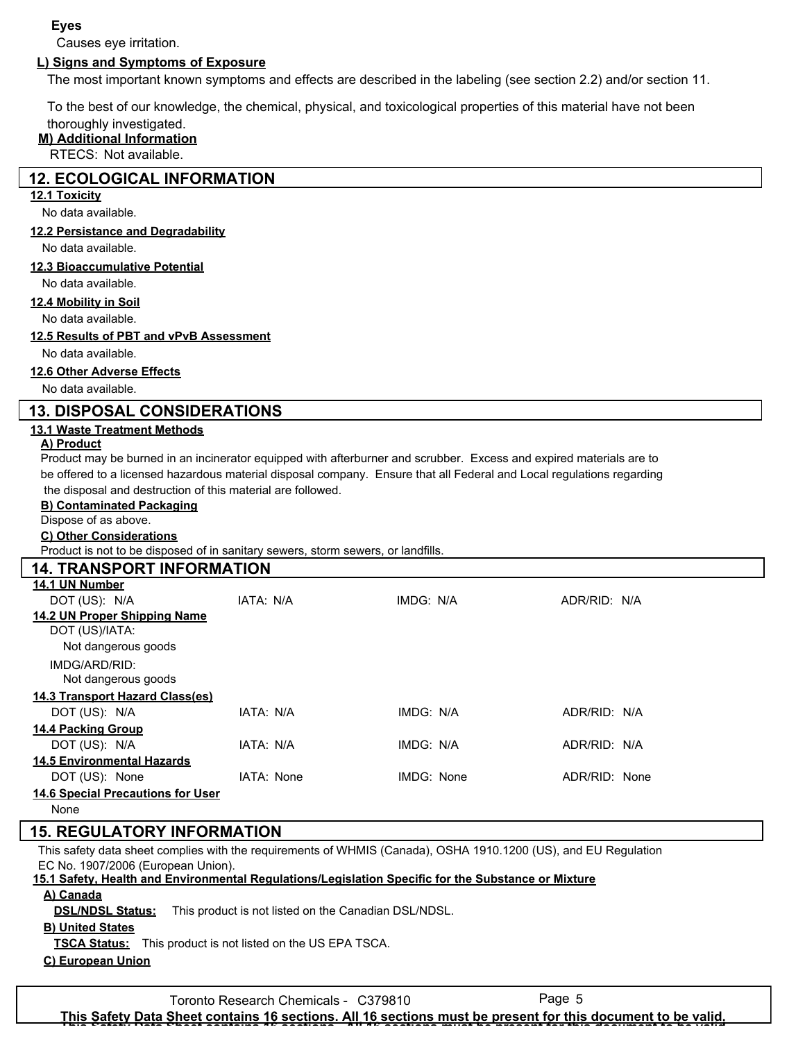**Eyes**

Causes eye irritation.

**L) Signs and Symptoms of Exposure**

The most important known symptoms and effects are described in the labeling (see section 2.2) and/or section 11.

To the best of our knowledge, the chemical, physical, and toxicological properties of this material have not been thoroughly investigated.

**M) Additional Information**

RTECS: Not available.

## 12. ECOLOGICAL INFORMATION

**12.1 Toxicity**

No data available.

**12.2 Persistance and Degradability**

No data available.

**12.3 Bioaccumulative Potential**

No data available.

**12.4 Mobility in Soil**

No data available.

**12.5 Results of PBT and vPvB Assessment**

No data available.

**12.6 Other Adverse Effects**

No data available.

## 13. DISPOSAL CONSIDERATIONS

**13.1 Waste Treatment Methods**

**A) Product**

Product may be burned in an incinerator equipped with afterburner and scrubber. Excess and expired materials are to be offered to a licensed hazardous material disposal company. Ensure that all Federal and Local regulations regarding the disposal and destruction of this material are followed.

**B) Contaminated Packaging**

Dispose of as above.

**C) Other Considerations**

Product is not to be disposed of in sanitary sewers, storm sewers, or landfills.

## 14. TRANSPORT INFORMATION

**14.1 UN Number**

| DOT (US): N/A | IATA: N/A | IMDG: N/A | ADR/RID: N/A |
|---|---|---|---|

**14.2 UN Proper Shipping Name**

DOT (US)/IATA:

Not dangerous goods

IMDG/ARD/RID:

Not dangerous goods

**14.3 Transport Hazard Class(es)**

| DOT (US): N/A | IATA: N/A | IMDG: N/A | ADR/RID: N/A |
|---|---|---|---|

**14.4 Packing Group**

| DOT (US): N/A | IATA: N/A | IMDG: N/A | ADR/RID: N/A |
|---|---|---|---|

**14.5 Environmental Hazards**

| DOT (US): None | IATA: None | IMDG: None | ADR/RID: None |
|---|---|---|---|

**14.6 Special Precautions for User**

None

## 15. REGULATORY INFORMATION

This safety data sheet complies with the requirements of WHMIS (Canada), OSHA 1910.1200 (US), and EU Regulation EC No. 1907/2006 (European Union).

**15.1 Safety, Health and Environmental Regulations/Legislation Specific for the Substance or Mixture**

**A) Canada**

**DSL/NDSL Status:** This product is not listed on the Canadian DSL/NDSL.

**B) United States**

**TSCA Status:** This product is not listed on the US EPA TSCA.

**C) European Union**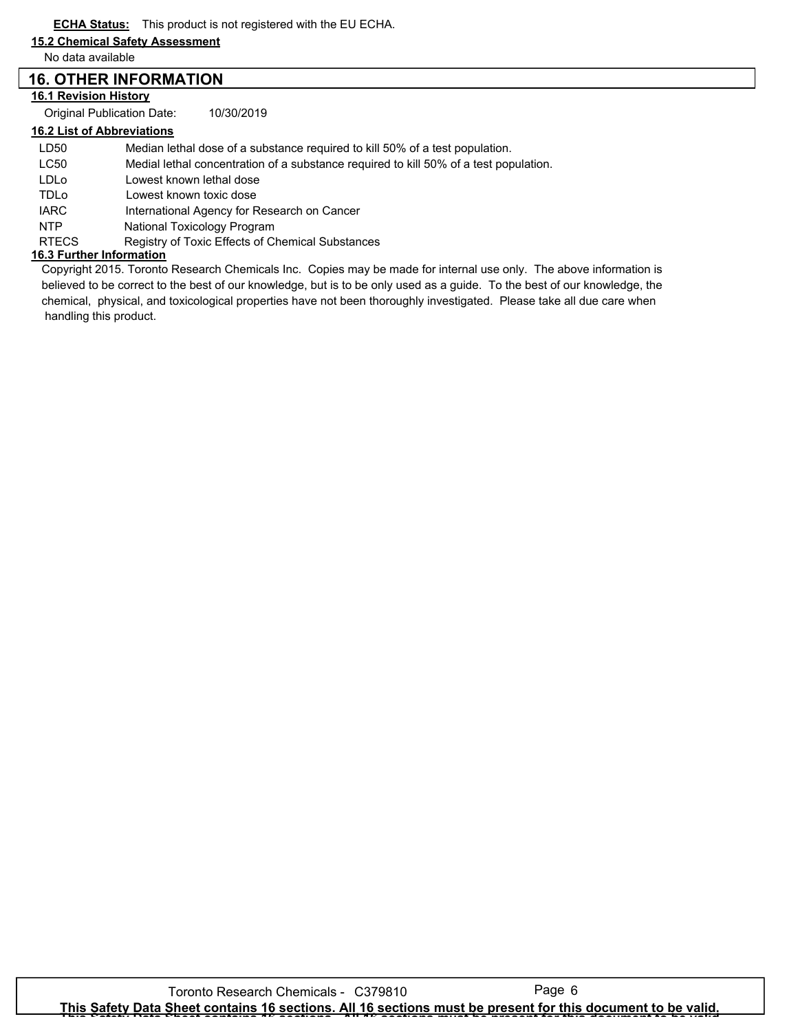**ECHA Status:** This product is not registered with the EU ECHA.

### 15.2 Chemical Safety Assessment

No data available

## 16. OTHER INFORMATION

### 16.1 Revision History

Original Publication Date: 10/30/2019

### 16.2 List of Abbreviations

| | |
|---|---|
| LD50 | Median lethal dose of a substance required to kill 50% of a test population. |
| LC50 | Medial lethal concentration of a substance required to kill 50% of a test population. |
| LDLo | Lowest known lethal dose |
| TDLo | Lowest known toxic dose |
| IARC | International Agency for Research on Cancer |
| NTP | National Toxicology Program |
| RTECS | Registry of Toxic Effects of Chemical Substances |

### 16.3 Further Information

Copyright 2015. Toronto Research Chemicals Inc. Copies may be made for internal use only. The above information is believed to be correct to the best of our knowledge, but is to be only used as a guide. To the best of our knowledge, the chemical, physical, and toxicological properties have not been thoroughly investigated. Please take all due care when handling this product.